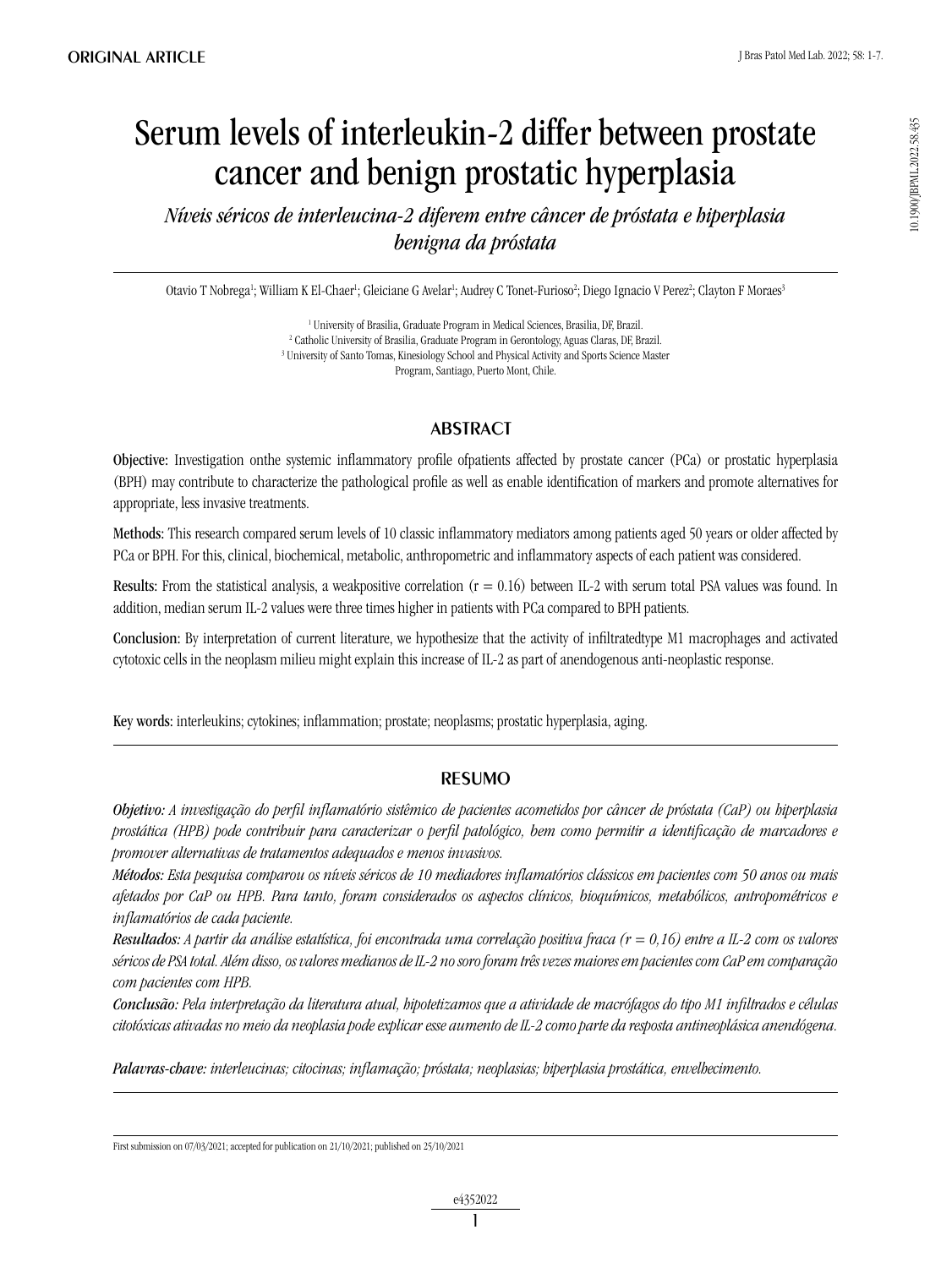ORIGINAL ARTICLE

# Serum levels of interleukin-2 differ between prostate cancer and benign prostatic hyperplasia

*Níveis séricos de interleucina-2 diferem entre câncer de próstata e hiperplasia benigna da próstata*

Otavio T Nobrega[1]; William K El-Chaer[1]; Gleiciane G Avelar[1]; Audrey C Tonet-Furioso[2]; Diego Ignacio V Perez[2]; Clayton F Moraes[3]

[1] University of Brasilia, Graduate Program in Medical Sciences, Brasilia, DF, Brazil.
[2] Catholic University of Brasilia, Graduate Program in Gerontology, Aguas Claras, DF, Brazil.
[3] University of Santo Tomas, Kinesiology School and Physical Activity and Sports Science Master Program, Santiago, Puerto Mont, Chile.

10.1900/JBPML.2022.58.435

## ABSTRACT

**Objective:** Investigation onthe systemic inflammatory profile ofpatients affected by prostate cancer (PCa) or prostatic hyperplasia (BPH) may contribute to characterize the pathological profile as well as enable identification of markers and promote alternatives for appropriate, less invasive treatments.

**Methods:** This research compared serum levels of 10 classic inflammatory mediators among patients aged 50 years or older affected by PCa or BPH. For this, clinical, biochemical, metabolic, anthropometric and inflammatory aspects of each patient was considered.

**Results:** From the statistical analysis, a weakpositive correlation ($r = 0.16$) between IL-2 with serum total PSA values was found. In addition, median serum IL-2 values were three times higher in patients with PCa compared to BPH patients.

**Conclusion:** By interpretation of current literature, we hypothesize that the activity of infiltratedtype M1 macrophages and activated cytotoxic cells in the neoplasm milieu might explain this increase of IL-2 as part of anendogenous anti-neoplastic response.

**Key words:** interleukins; cytokines; inflammation; prostate; neoplasms; prostatic hyperplasia, aging.

## RESUMO

***Objetivo:*** *A investigação do perfil inflamatório sistêmico de pacientes acometidos por câncer de próstata (CaP) ou hiperplasia prostática (HPB) pode contribuir para caracterizar o perfil patológico, bem como permitir a identificação de marcadores e promover alternativas de tratamentos adequados e menos invasivos.*

***Métodos:*** *Esta pesquisa comparou os níveis séricos de 10 mediadores inflamatórios clássicos em pacientes com 50 anos ou mais afetados por CaP ou HPB. Para tanto, foram considerados os aspectos clínicos, bioquímicos, metabólicos, antropométricos e inflamatórios de cada paciente.*

***Resultados:*** *A partir da análise estatística, foi encontrada uma correlação positiva fraca ($r = 0,16$) entre a IL-2 com os valores séricos de PSA total. Além disso, os valores medianos de IL-2 no soro foram três vezes maiores em pacientes com CaP em comparação com pacientes com HPB.*

***Conclusão:*** *Pela interpretação da literatura atual, hipotetizamos que a atividade de macrófagos do tipo M1 infiltrados e células citotóxicas ativadas no meio da neoplasia pode explicar esse aumento de IL-2 como parte da resposta antineoplásica anendógena.*

***Palavras-chave:*** *interleucinas; citocinas; inflamação; próstata; neoplasias; hiperplasia prostática, envelhecimento.*

First submission on 07/03/2021; accepted for publication on 21/10/2021; published on 25/10/2021

e4352022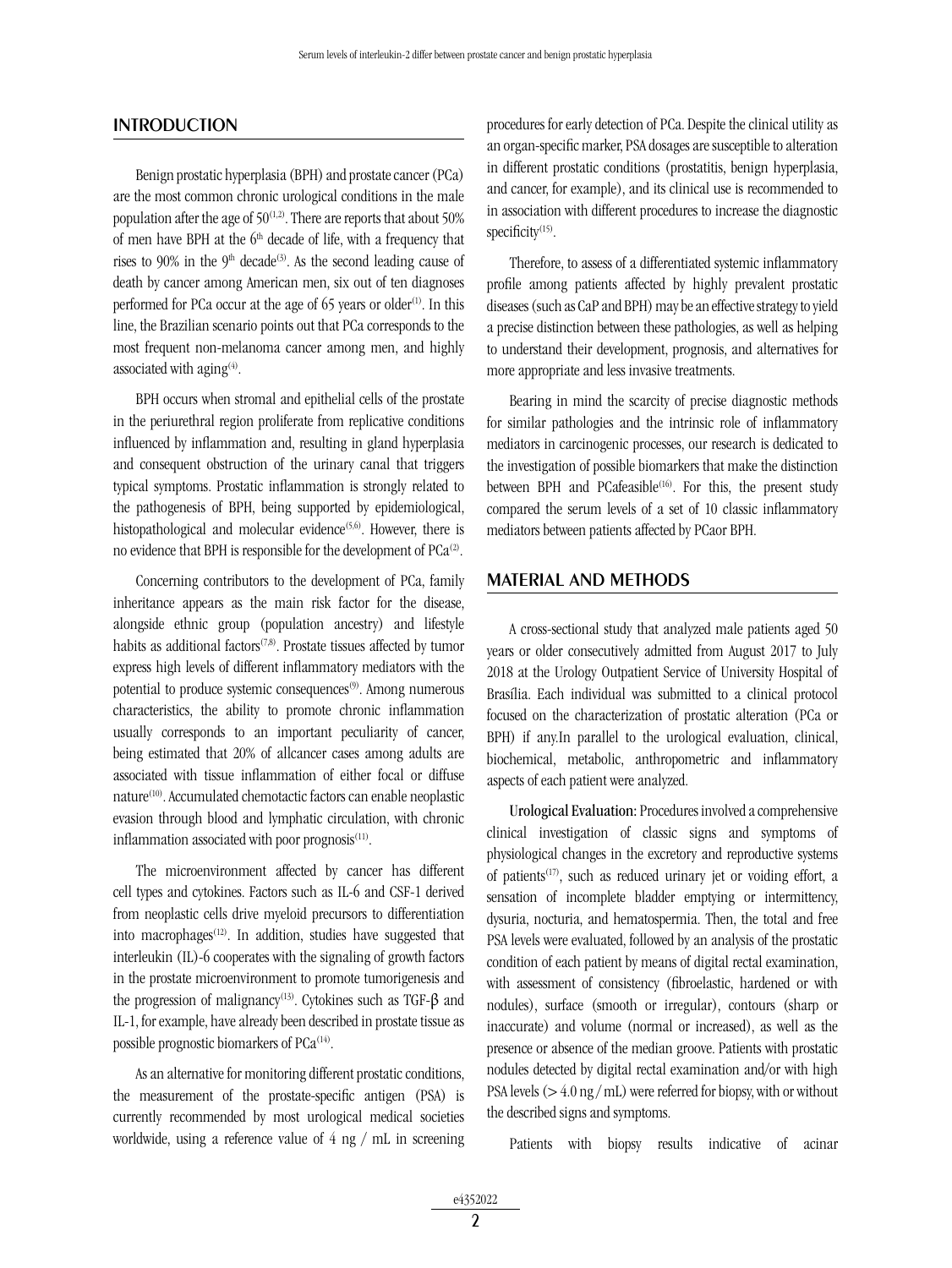## INTRODUCTION

Benign prostatic hyperplasia (BPH) and prostate cancer (PCa) are the most common chronic urological conditions in the male population after the age of 50[1,2]. There are reports that about 50% of men have BPH at the 6th decade of life, with a frequency that rises to 90% in the 9th decade[3]. As the second leading cause of death by cancer among American men, six out of ten diagnoses performed for PCa occur at the age of 65 years or older[1]. In this line, the Brazilian scenario points out that PCa corresponds to the most frequent non-melanoma cancer among men, and highly associated with aging[4].

BPH occurs when stromal and epithelial cells of the prostate in the periurethral region proliferate from replicative conditions influenced by inflammation and, resulting in gland hyperplasia and consequent obstruction of the urinary canal that triggers typical symptoms. Prostatic inflammation is strongly related to the pathogenesis of BPH, being supported by epidemiological, histopathological and molecular evidence[5,6]. However, there is no evidence that BPH is responsible for the development of PCa[2].

Concerning contributors to the development of PCa, family inheritance appears as the main risk factor for the disease, alongside ethnic group (population ancestry) and lifestyle habits as additional factors[7,8]. Prostate tissues affected by tumor express high levels of different inflammatory mediators with the potential to produce systemic consequences[9]. Among numerous characteristics, the ability to promote chronic inflammation usually corresponds to an important peculiarity of cancer, being estimated that 20% of allcancer cases among adults are associated with tissue inflammation of either focal or diffuse nature[10]. Accumulated chemotactic factors can enable neoplastic evasion through blood and lymphatic circulation, with chronic inflammation associated with poor prognosis[11].

The microenvironment affected by cancer has different cell types and cytokines. Factors such as IL-6 and CSF-1 derived from neoplastic cells drive myeloid precursors to differentiation into macrophages[12]. In addition, studies have suggested that interleukin (IL)-6 cooperates with the signaling of growth factors in the prostate microenvironment to promote tumorigenesis and the progression of malignancy[13]. Cytokines such as TGF-β and IL-1, for example, have already been described in prostate tissue as possible prognostic biomarkers of PCa[14].

As an alternative for monitoring different prostatic conditions, the measurement of the prostate-specific antigen (PSA) is currently recommended by most urological medical societies worldwide, using a reference value of 4 ng / mL in screening procedures for early detection of PCa. Despite the clinical utility as an organ-specific marker, PSA dosages are susceptible to alteration in different prostatic conditions (prostatitis, benign hyperplasia, and cancer, for example), and its clinical use is recommended to in association with different procedures to increase the diagnostic specificity[15].

Therefore, to assess of a differentiated systemic inflammatory profile among patients affected by highly prevalent prostatic diseases (such as CaP and BPH) may be an effective strategy to yield a precise distinction between these pathologies, as well as helping to understand their development, prognosis, and alternatives for more appropriate and less invasive treatments.

Bearing in mind the scarcity of precise diagnostic methods for similar pathologies and the intrinsic role of inflammatory mediators in carcinogenic processes, our research is dedicated to the investigation of possible biomarkers that make the distinction between BPH and PCafeasible[16]. For this, the present study compared the serum levels of a set of 10 classic inflammatory mediators between patients affected by PCaor BPH.

## MATERIAL AND METHODS

A cross-sectional study that analyzed male patients aged 50 years or older consecutively admitted from August 2017 to July 2018 at the Urology Outpatient Service of University Hospital of Brasília. Each individual was submitted to a clinical protocol focused on the characterization of prostatic alteration (PCa or BPH) if any.In parallel to the urological evaluation, clinical, biochemical, metabolic, anthropometric and inflammatory aspects of each patient were analyzed.

**Urological Evaluation:** Procedures involved a comprehensive clinical investigation of classic signs and symptoms of physiological changes in the excretory and reproductive systems of patients[17], such as reduced urinary jet or voiding effort, a sensation of incomplete bladder emptying or intermittency, dysuria, nocturia, and hematospermia. Then, the total and free PSA levels were evaluated, followed by an analysis of the prostatic condition of each patient by means of digital rectal examination, with assessment of consistency (fibroelastic, hardened or with nodules), surface (smooth or irregular), contours (sharp or inaccurate) and volume (normal or increased), as well as the presence or absence of the median groove. Patients with prostatic nodules detected by digital rectal examination and/or with high PSA levels (> 4.0 ng / mL) were referred for biopsy, with or without the described signs and symptoms.

Patients with biopsy results indicative of acinar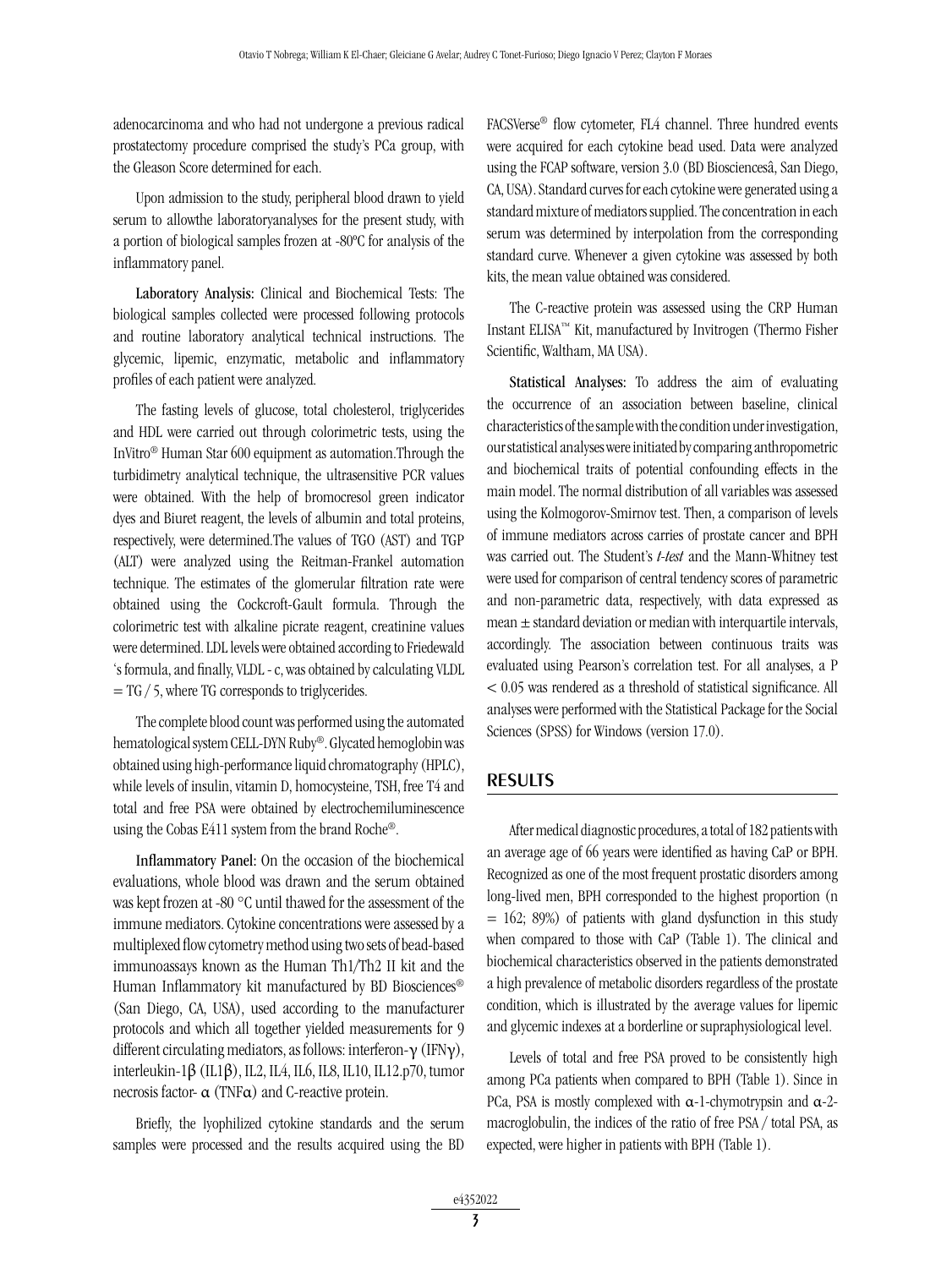adenocarcinoma and who had not undergone a previous radical prostatectomy procedure comprised the study's PCa group, with the Gleason Score determined for each.

Upon admission to the study, peripheral blood drawn to yield serum to allowthe laboratoryanalyses for the present study, with a portion of biological samples frozen at -80ºC for analysis of the inflammatory panel.

**Laboratory Analysis:** Clinical and Biochemical Tests: The biological samples collected were processed following protocols and routine laboratory analytical technical instructions. The glycemic, lipemic, enzymatic, metabolic and inflammatory profiles of each patient were analyzed.

The fasting levels of glucose, total cholesterol, triglycerides and HDL were carried out through colorimetric tests, using the InVitro® Human Star 600 equipment as automation.Through the turbidimetry analytical technique, the ultrasensitive PCR values were obtained. With the help of bromocresol green indicator dyes and Biuret reagent, the levels of albumin and total proteins, respectively, were determined.The values of TGO (AST) and TGP (ALT) were analyzed using the Reitman-Frankel automation technique. The estimates of the glomerular filtration rate were obtained using the Cockcroft-Gault formula. Through the colorimetric test with alkaline picrate reagent, creatinine values were determined. LDL levels were obtained according to Friedewald 's formula, and finally, VLDL - c, was obtained by calculating VLDL = TG / 5, where TG corresponds to triglycerides.

The complete blood count was performed using the automated hematological system CELL-DYN Ruby®. Glycated hemoglobin was obtained using high-performance liquid chromatography (HPLC), while levels of insulin, vitamin D, homocysteine, TSH, free T4 and total and free PSA were obtained by electrochemiluminescence using the Cobas E411 system from the brand Roche®.

**Inflammatory Panel:** On the occasion of the biochemical evaluations, whole blood was drawn and the serum obtained was kept frozen at -80 °C until thawed for the assessment of the immune mediators. Cytokine concentrations were assessed by a multiplexed flow cytometry method using two sets of bead-based immunoassays known as the Human Th1/Th2 II kit and the Human Inflammatory kit manufactured by BD Biosciences® (San Diego, CA, USA), used according to the manufacturer protocols and which all together yielded measurements for 9 different circulating mediators, as follows: interferon-γ (IFNγ), interleukin-1β (IL1β), IL2, IL4, IL6, IL8, IL10, IL12.p70, tumor necrosis factor- α (TNFα) and C-reactive protein.

Briefly, the lyophilized cytokine standards and the serum samples were processed and the results acquired using the BD FACSVerse® flow cytometer, FL4 channel. Three hundred events were acquired for each cytokine bead used. Data were analyzed using the FCAP software, version 3.0 (BD Biosciencesâ, San Diego, CA, USA). Standard curves for each cytokine were generated using a standard mixture of mediators supplied. The concentration in each serum was determined by interpolation from the corresponding standard curve. Whenever a given cytokine was assessed by both kits, the mean value obtained was considered.

The C-reactive protein was assessed using the CRP Human Instant ELISA™ Kit, manufactured by Invitrogen (Thermo Fisher Scientific, Waltham, MA USA).

**Statistical Analyses:** To address the aim of evaluating the occurrence of an association between baseline, clinical characteristics of the sample with the condition under investigation, our statistical analyses were initiated by comparing anthropometric and biochemical traits of potential confounding effects in the main model. The normal distribution of all variables was assessed using the Kolmogorov-Smirnov test. Then, a comparison of levels of immune mediators across carries of prostate cancer and BPH was carried out. The Student's *t-test* and the Mann-Whitney test were used for comparison of central tendency scores of parametric and non-parametric data, respectively, with data expressed as mean ± standard deviation or median with interquartile intervals, accordingly. The association between continuous traits was evaluated using Pearson's correlation test. For all analyses, a $P < 0.05$ was rendered as a threshold of statistical significance. All analyses were performed with the Statistical Package for the Social Sciences (SPSS) for Windows (version 17.0).

## RESULTS

After medical diagnostic procedures, a total of 182 patients with an average age of 66 years were identified as having CaP or BPH. Recognized as one of the most frequent prostatic disorders among long-lived men, BPH corresponded to the highest proportion (n = 162; 89%) of patients with gland dysfunction in this study when compared to those with CaP (Table 1). The clinical and biochemical characteristics observed in the patients demonstrated a high prevalence of metabolic disorders regardless of the prostate condition, which is illustrated by the average values for lipemic and glycemic indexes at a borderline or supraphysiological level.

Levels of total and free PSA proved to be consistently high among PCa patients when compared to BPH (Table 1). Since in PCa, PSA is mostly complexed with α-1-chymotrypsin and α-2-macroglobulin, the indices of the ratio of free PSA / total PSA, as expected, were higher in patients with BPH (Table 1).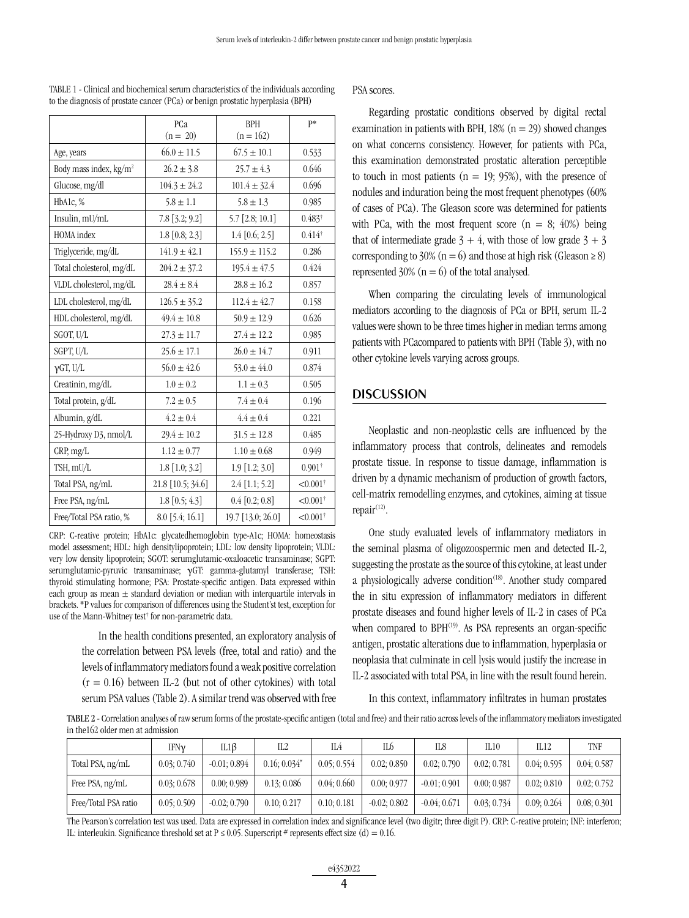TABLE 1 - Clinical and biochemical serum characteristics of the individuals according to the diagnosis of prostate cancer (PCa) or benign prostatic hyperplasia (BPH)

| | PCa (n = 20) | BPH (n = 162) | P* |
|---|---|---|---|
| Age, years | 66.0 ± 11.5 | 67.5 ± 10.1 | 0.533 |
| Body mass index, kg/m² | 26.2 ± 3.8 | 25.7 ± 4.3 | 0.646 |
| Glucose, mg/dl | 104.3 ± 24.2 | 101.4 ± 32.4 | 0.696 |
| HbA1c, % | 5.8 ± 1.1 | 5.8 ± 1.3 | 0.985 |
| Insulin, mU/mL | 7.8 [3.2; 9.2] | 5.7 [2.8; 10.1] | 0.483† |
| HOMA index | 1.8 [0.8; 2.3] | 1.4 [0.6; 2.5] | 0.414† |
| Triglyceride, mg/dL | 141.9 ± 42.1 | 155.9 ± 115.2 | 0.286 |
| Total cholesterol, mg/dL | 204.2 ± 37.2 | 195.4 ± 47.5 | 0.424 |
| VLDL cholesterol, mg/dL | 28.4 ± 8.4 | 28.8 ± 16.2 | 0.857 |
| LDL cholesterol, mg/dL | 126.5 ± 35.2 | 112.4 ± 42.7 | 0.158 |
| HDL cholesterol, mg/dL | 49.4 ± 10.8 | 50.9 ± 12.9 | 0.626 |
| SGOT, U/L | 27.3 ± 11.7 | 27.4 ± 12.2 | 0.985 |
| SGPT, U/L | 25.6 ± 17.1 | 26.0 ± 14.7 | 0.911 |
| γGT, U/L | 56.0 ± 42.6 | 53.0 ± 44.0 | 0.874 |
| Creatinin, mg/dL | 1.0 ± 0.2 | 1.1 ± 0.3 | 0.505 |
| Total protein, g/dL | 7.2 ± 0.5 | 7.4 ± 0.4 | 0.196 |
| Albumin, g/dL | 4.2 ± 0.4 | 4.4 ± 0.4 | 0.221 |
| 25-Hydroxy D3, nmol/L | 29.4 ± 10.2 | 31.5 ± 12.8 | 0.485 |
| CRP, mg/L | 1.12 ± 0.77 | 1.10 ± 0.68 | 0.949 |
| TSH, mU/L | 1.8 [1.0; 3.2] | 1.9 [1.2; 3.0] | 0.901† |
| Total PSA, ng/mL | 21.8 [10.5; 34.6] | 2.4 [1.1; 5.2] | <0.001† |
| Free PSA, ng/mL | 1.8 [0.5; 4.3] | 0.4 [0.2; 0.8] | <0.001† |
| Free/Total PSA ratio, % | 8.0 [5.4; 16.1] | 19.7 [13.0; 26.0] | <0.001† |

CRP: C-reative protein; HbA1c: glycatedhemoglobin type-A1c; HOMA: homeostasis model assessment; HDL: high densitylipoprotein; LDL: low density lipoprotein; VLDL: very low density lipoprotein; SGOT: serumglutamic-oxaloacetic transaminase; SGPT: serumglutamic-pyruvic transaminase; γGT: gamma-glutamyl transferase; TSH: thyroid stimulating hormone; PSA: Prostate-specific antigen. Data expressed within each group as mean ± standard deviation or median with interquartile intervals in brackets. *P values for comparison of differences using the Student'st test, exception for use of the Mann-Whitney test† for non-parametric data.

In the health conditions presented, an exploratory analysis of the correlation between PSA levels (free, total and ratio) and the levels of inflammatory mediators found a weak positive correlation (r = 0.16) between IL-2 (but not of other cytokines) with total serum PSA values (Table 2). A similar trend was observed with free PSA scores.

Regarding prostatic conditions observed by digital rectal examination in patients with BPH, 18% (n = 29) showed changes on what concerns consistency. However, for patients with PCa, this examination demonstrated prostatic alteration perceptible to touch in most patients (n = 19; 95%), with the presence of nodules and induration being the most frequent phenotypes (60% of cases of PCa). The Gleason score was determined for patients with PCa, with the most frequent score (n = 8; 40%) being that of intermediate grade 3 + 4, with those of low grade 3 + 3 corresponding to 30% (n = 6) and those at high risk (Gleason ≥ 8) represented 30% (n = 6) of the total analysed.

When comparing the circulating levels of immunological mediators according to the diagnosis of PCa or BPH, serum IL-2 values were shown to be three times higher in median terms among patients with PCacompared to patients with BPH (Table 3), with no other cytokine levels varying across groups.

## DISCUSSION

Neoplastic and non-neoplastic cells are influenced by the inflammatory process that controls, delineates and remodels prostate tissue. In response to tissue damage, inflammation is driven by a dynamic mechanism of production of growth factors, cell-matrix remodelling enzymes, and cytokines, aiming at tissue repair[12].

One study evaluated levels of inflammatory mediators in the seminal plasma of oligozoospermic men and detected IL-2, suggesting the prostate as the source of this cytokine, at least under a physiologically adverse condition[18]. Another study compared the in situ expression of inflammatory mediators in different prostate diseases and found higher levels of IL-2 in cases of PCa when compared to BPH[19]. As PSA represents an organ-specific antigen, prostatic alterations due to inflammation, hyperplasia or neoplasia that culminate in cell lysis would justify the increase in IL-2 associated with total PSA, in line with the result found herein.

In this context, inflammatory infiltrates in human prostates

**TABLE 2** - Correlation analyses of raw serum forms of the prostate-specific antigen (total and free) and their ratio across levels of the inflammatory mediators investigated in the162 older men at admission

| | IFNγ | IL1β | IL2 | IL4 | IL6 | IL8 | IL10 | IL12 | TNF |
|---|---|---|---|---|---|---|---|---|---|
| Total PSA, ng/mL | 0.03; 0.740 | -0.01; 0.894 | 0.16; 0.034# | 0.05; 0.554 | 0.02; 0.850 | 0.02; 0.790 | 0.02; 0.781 | 0.04; 0.595 | 0.04; 0.587 |
| Free PSA, ng/mL | 0.03; 0.678 | 0.00; 0.989 | 0.13; 0.086 | 0.04; 0.660 | 0.00; 0.977 | -0.01; 0.901 | 0.00; 0.987 | 0.02; 0.810 | 0.02; 0.752 |
| Free/Total PSA ratio | 0.05; 0.509 | -0.02; 0.790 | 0.10; 0.217 | 0.10; 0.181 | -0.02; 0.802 | -0.04; 0.671 | 0.03; 0.734 | 0.09; 0.264 | 0.08; 0.301 |

The Pearson's correlation test was used. Data are expressed in correlation index and significance level (two digitr; three digit P). CRP: C-reative protein; INF: interferon; IL: interleukin. Significance threshold set at P ≤ 0.05. Superscript # represents effect size (d) = 0.16.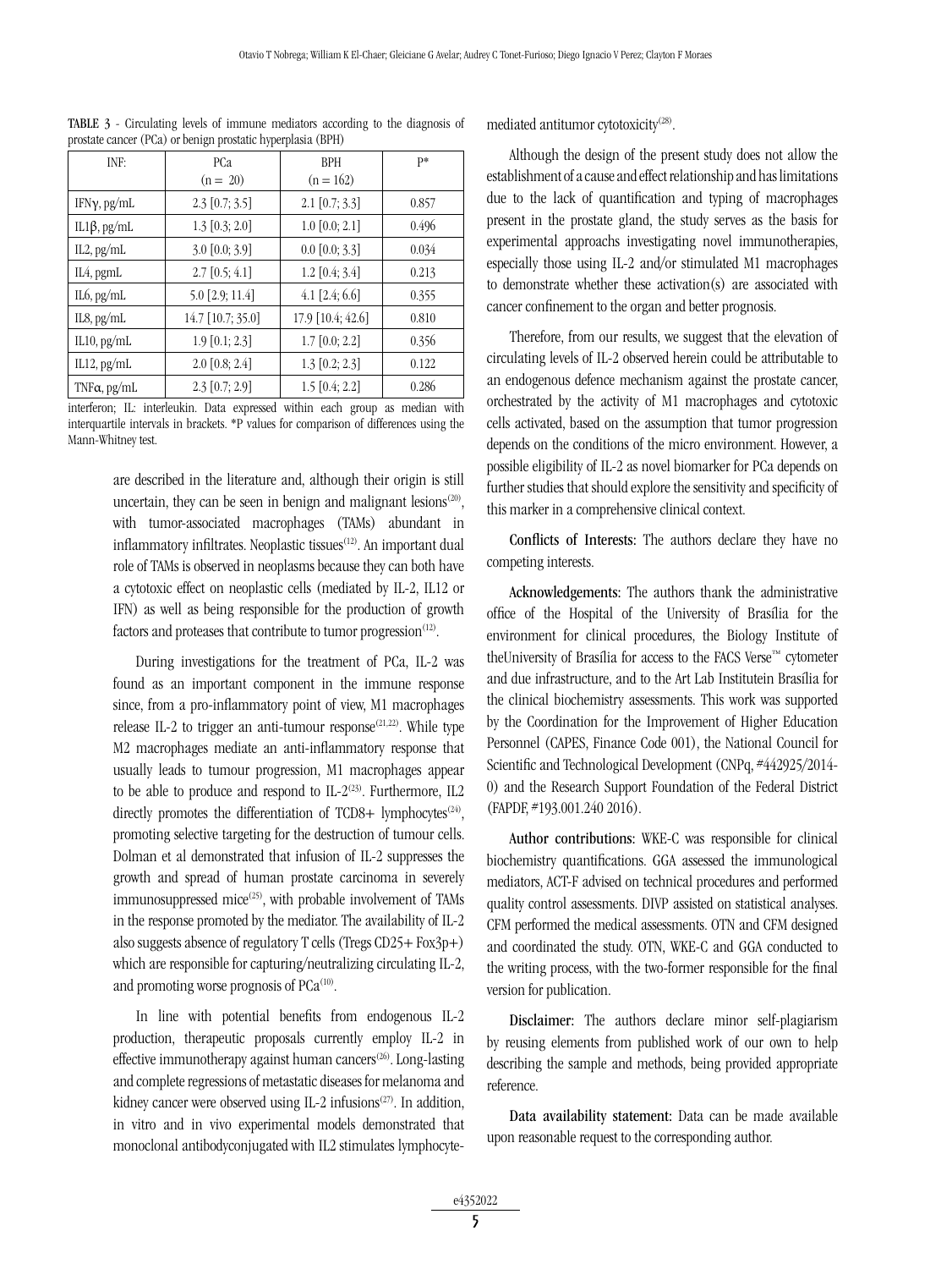**TABLE 3** - Circulating levels of immune mediators according to the diagnosis of prostate cancer (PCa) or benign prostatic hyperplasia (BPH)

| INF: | PCa (n = 20) | BPH (n = 162) | P* |
|---|---|---|---|
| IFNγ, pg/mL | 2.3 [0.7; 3.5] | 2.1 [0.7; 3.3] | 0.857 |
| IL1β, pg/mL | 1.3 [0.3; 2.0] | 1.0 [0.0; 2.1] | 0.496 |
| IL2, pg/mL | 3.0 [0.0; 3.9] | 0.0 [0.0; 3.3] | 0.034 |
| IL4, pgmL | 2.7 [0.5; 4.1] | 1.2 [0.4; 3.4] | 0.213 |
| IL6, pg/mL | 5.0 [2.9; 11.4] | 4.1 [2.4; 6.6] | 0.355 |
| IL8, pg/mL | 14.7 [10.7; 35.0] | 17.9 [10.4; 42.6] | 0.810 |
| IL10, pg/mL | 1.9 [0.1; 2.3] | 1.7 [0.0; 2.2] | 0.356 |
| IL12, pg/mL | 2.0 [0.8; 2.4] | 1.3 [0.2; 2.3] | 0.122 |
| TNFα, pg/mL | 2.3 [0.7; 2.9] | 1.5 [0.4; 2.2] | 0.286 |

interferon; IL: interleukin. Data expressed within each group as median with interquartile intervals in brackets. *P values for comparison of differences using the Mann-Whitney test.

are described in the literature and, although their origin is still uncertain, they can be seen in benign and malignant lesions[20], with tumor-associated macrophages (TAMs) abundant in inflammatory infiltrates. Neoplastic tissues[12]. An important dual role of TAMs is observed in neoplasms because they can both have a cytotoxic effect on neoplastic cells (mediated by IL-2, IL12 or IFN) as well as being responsible for the production of growth factors and proteases that contribute to tumor progression[12].

During investigations for the treatment of PCa, IL-2 was found as an important component in the immune response since, from a pro-inflammatory point of view, M1 macrophages release IL-2 to trigger an anti-tumour response[21,22]. While type M2 macrophages mediate an anti-inflammatory response that usually leads to tumour progression, M1 macrophages appear to be able to produce and respond to IL-2[23]. Furthermore, IL2 directly promotes the differentiation of TCD8+ lymphocytes[24], promoting selective targeting for the destruction of tumour cells. Dolman et al demonstrated that infusion of IL-2 suppresses the growth and spread of human prostate carcinoma in severely immunosuppressed mice[25], with probable involvement of TAMs in the response promoted by the mediator. The availability of IL-2 also suggests absence of regulatory T cells (Tregs CD25+ Fox3p+) which are responsible for capturing/neutralizing circulating IL-2, and promoting worse prognosis of PCa[10].

In line with potential benefits from endogenous IL-2 production, therapeutic proposals currently employ IL-2 in effective immunotherapy against human cancers[26]. Long-lasting and complete regressions of metastatic diseases for melanoma and kidney cancer were observed using IL-2 infusions[27]. In addition, in vitro and in vivo experimental models demonstrated that monoclonal antibodyconjugated with IL2 stimulates lymphocyte-mediated antitumor cytotoxicity[28].

Although the design of the present study does not allow the establishment of a cause and effect relationship and has limitations due to the lack of quantification and typing of macrophages present in the prostate gland, the study serves as the basis for experimental approachs investigating novel immunotherapies, especially those using IL-2 and/or stimulated M1 macrophages to demonstrate whether these activation(s) are associated with cancer confinement to the organ and better prognosis.

Therefore, from our results, we suggest that the elevation of circulating levels of IL-2 observed herein could be attributable to an endogenous defence mechanism against the prostate cancer, orchestrated by the activity of M1 macrophages and cytotoxic cells activated, based on the assumption that tumor progression depends on the conditions of the micro environment. However, a possible eligibility of IL-2 as novel biomarker for PCa depends on further studies that should explore the sensitivity and specificity of this marker in a comprehensive clinical context.

**Conflicts of Interests:** The authors declare they have no competing interests.

**Acknowledgements:** The authors thank the administrative office of the Hospital of the University of Brasília for the environment for clinical procedures, the Biology Institute of theUniversity of Brasília for access to the FACS Verse™ cytometer and due infrastructure, and to the Art Lab Institutein Brasília for the clinical biochemistry assessments. This work was supported by the Coordination for the Improvement of Higher Education Personnel (CAPES, Finance Code 001), the National Council for Scientific and Technological Development (CNPq, #442925/2014-0) and the Research Support Foundation of the Federal District (FAPDF, #193.001.240 2016).

**Author contributions:** WKE-C was responsible for clinical biochemistry quantifications. GGA assessed the immunological mediators, ACT-F advised on technical procedures and performed quality control assessments. DIVP assisted on statistical analyses. CFM performed the medical assessments. OTN and CFM designed and coordinated the study. OTN, WKE-C and GGA conducted to the writing process, with the two-former responsible for the final version for publication.

**Disclaimer:** The authors declare minor self-plagiarism by reusing elements from published work of our own to help describing the sample and methods, being provided appropriate reference.

**Data availability statement:** Data can be made available upon reasonable request to the corresponding author.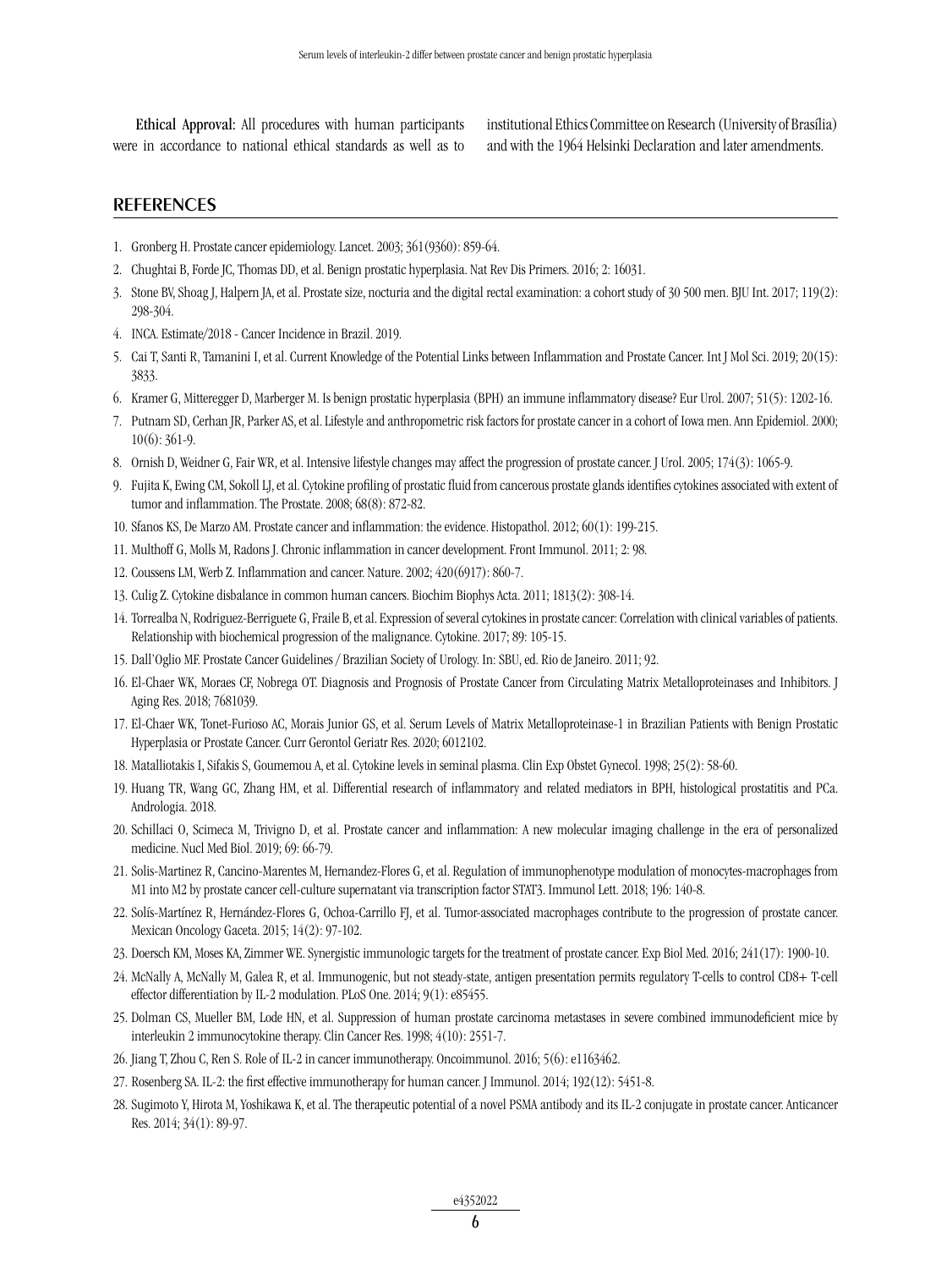**Ethical Approval:** All procedures with human participants were in accordance to national ethical standards as well as to institutional Ethics Committee on Research (University of Brasília) and with the 1964 Helsinki Declaration and later amendments.

## REFERENCES

1. Gronberg H. Prostate cancer epidemiology. Lancet. 2003; 361(9360): 859-64.
2. Chughtai B, Forde JC, Thomas DD, et al. Benign prostatic hyperplasia. Nat Rev Dis Primers. 2016; 2: 16031.
3. Stone BV, Shoag J, Halpern JA, et al. Prostate size, nocturia and the digital rectal examination: a cohort study of 30 500 men. BJU Int. 2017; 119(2): 298-304.
4. INCA. Estimate/2018 - Cancer Incidence in Brazil. 2019.
5. Cai T, Santi R, Tamanini I, et al. Current Knowledge of the Potential Links between Inflammation and Prostate Cancer. Int J Mol Sci. 2019; 20(15): 3833.
6. Kramer G, Mitteregger D, Marberger M. Is benign prostatic hyperplasia (BPH) an immune inflammatory disease? Eur Urol. 2007; 51(5): 1202-16.
7. Putnam SD, Cerhan JR, Parker AS, et al. Lifestyle and anthropometric risk factors for prostate cancer in a cohort of Iowa men. Ann Epidemiol. 2000; 10(6): 361-9.
8. Ornish D, Weidner G, Fair WR, et al. Intensive lifestyle changes may affect the progression of prostate cancer. J Urol. 2005; 174(3): 1065-9.
9. Fujita K, Ewing CM, Sokoll LJ, et al. Cytokine profiling of prostatic fluid from cancerous prostate glands identifies cytokines associated with extent of tumor and inflammation. The Prostate. 2008; 68(8): 872-82.
10. Sfanos KS, De Marzo AM. Prostate cancer and inflammation: the evidence. Histopathol. 2012; 60(1): 199-215.
11. Multhoff G, Molls M, Radons J. Chronic inflammation in cancer development. Front Immunol. 2011; 2: 98.
12. Coussens LM, Werb Z. Inflammation and cancer. Nature. 2002; 420(6917): 860-7.
13. Culig Z. Cytokine disbalance in common human cancers. Biochim Biophys Acta. 2011; 1813(2): 308-14.
14. Torrealba N, Rodriguez-Berriguete G, Fraile B, et al. Expression of several cytokines in prostate cancer: Correlation with clinical variables of patients. Relationship with biochemical progression of the malignance. Cytokine. 2017; 89: 105-15.
15. Dall'Oglio MF. Prostate Cancer Guidelines / Brazilian Society of Urology. In: SBU, ed. Rio de Janeiro. 2011; 92.
16. El-Chaer WK, Moraes CF, Nobrega OT. Diagnosis and Prognosis of Prostate Cancer from Circulating Matrix Metalloproteinases and Inhibitors. J Aging Res. 2018; 7681039.
17. El-Chaer WK, Tonet-Furioso AC, Morais Junior GS, et al. Serum Levels of Matrix Metalloproteinase-1 in Brazilian Patients with Benign Prostatic Hyperplasia or Prostate Cancer. Curr Gerontol Geriatr Res. 2020; 6012102.
18. Matalliotakis I, Sifakis S, Goumenou A, et al. Cytokine levels in seminal plasma. Clin Exp Obstet Gynecol. 1998; 25(2): 58-60.
19. Huang TR, Wang GC, Zhang HM, et al. Differential research of inflammatory and related mediators in BPH, histological prostatitis and PCa. Andrologia. 2018.
20. Schillaci O, Scimeca M, Trivigno D, et al. Prostate cancer and inflammation: A new molecular imaging challenge in the era of personalized medicine. Nucl Med Biol. 2019; 69: 66-79.
21. Solis-Martinez R, Cancino-Marentes M, Hernandez-Flores G, et al. Regulation of immunophenotype modulation of monocytes-macrophages from M1 into M2 by prostate cancer cell-culture supernatant via transcription factor STAT3. Immunol Lett. 2018; 196: 140-8.
22. Solís-Martínez R, Hernández-Flores G, Ochoa-Carrillo FJ, et al. Tumor-associated macrophages contribute to the progression of prostate cancer. Mexican Oncology Gaceta. 2015; 14(2): 97-102.
23. Doersch KM, Moses KA, Zimmer WE. Synergistic immunologic targets for the treatment of prostate cancer. Exp Biol Med. 2016; 241(17): 1900-10.
24. McNally A, McNally M, Galea R, et al. Immunogenic, but not steady-state, antigen presentation permits regulatory T-cells to control CD8+ T-cell effector differentiation by IL-2 modulation. PLoS One. 2014; 9(1): e85455.
25. Dolman CS, Mueller BM, Lode HN, et al. Suppression of human prostate carcinoma metastases in severe combined immunodeficient mice by interleukin 2 immunocytokine therapy. Clin Cancer Res. 1998; 4(10): 2551-7.
26. Jiang T, Zhou C, Ren S. Role of IL-2 in cancer immunotherapy. Oncoimmunol. 2016; 5(6): e1163462.
27. Rosenberg SA. IL-2: the first effective immunotherapy for human cancer. J Immunol. 2014; 192(12): 5451-8.
28. Sugimoto Y, Hirota M, Yoshikawa K, et al. The therapeutic potential of a novel PSMA antibody and its IL-2 conjugate in prostate cancer. Anticancer Res. 2014; 34(1): 89-97.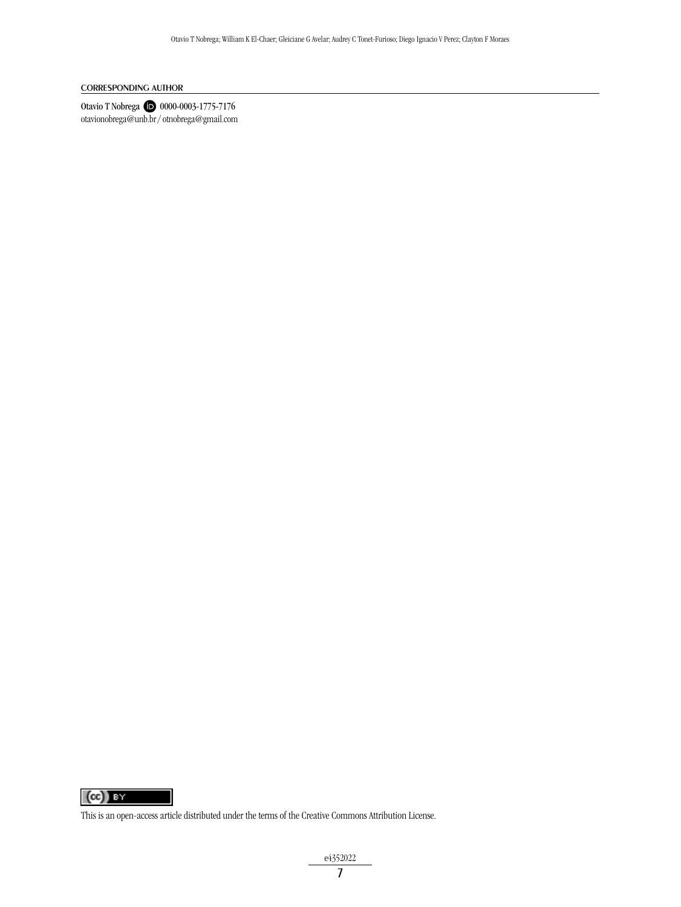## CORRESPONDING AUTHOR

**Otavio T Nobrega** 0000-0003-1775-7176
otavionobrega@unb.br / otnobrega@gmail.com

This is an open-access article distributed under the terms of the Creative Commons Attribution License.